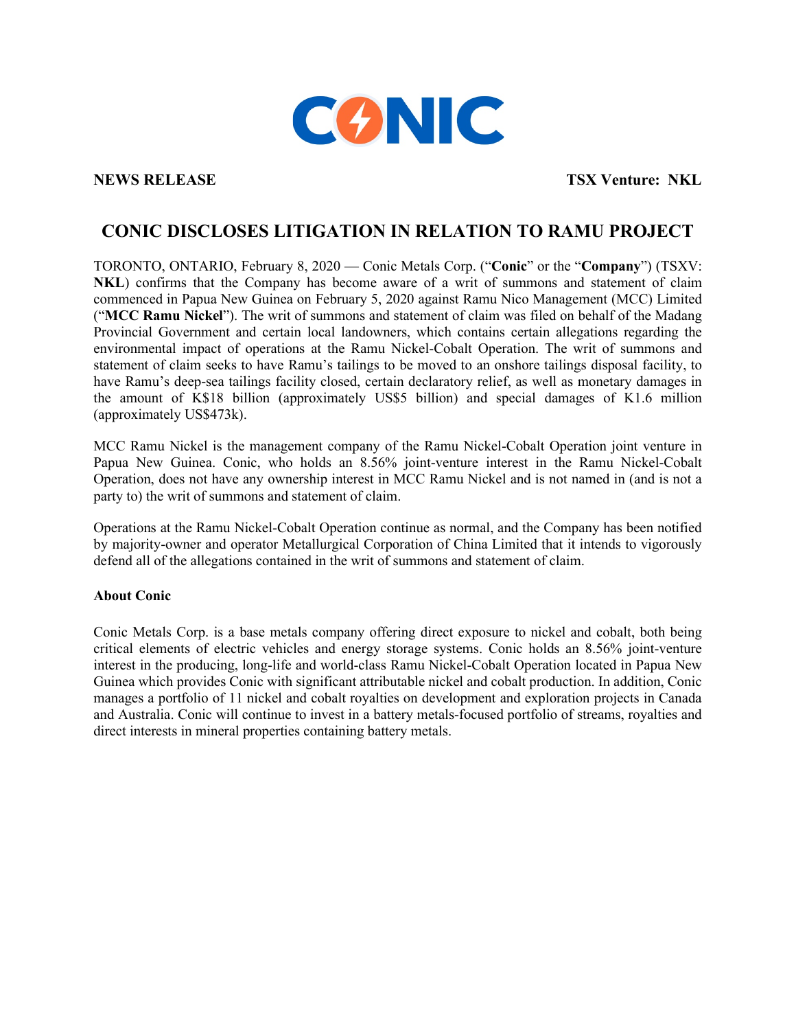CONIC

**NEWS RELEASE** **TSX Venture: NKL**

# CONIC DISCLOSES LITIGATION IN RELATION TO RAMU PROJECT

TORONTO, ONTARIO, February 8, 2020 — Conic Metals Corp. ("**Conic**" or the "**Company**") (TSXV: **NKL**) confirms that the Company has become aware of a writ of summons and statement of claim commenced in Papua New Guinea on February 5, 2020 against Ramu Nico Management (MCC) Limited ("**MCC Ramu Nickel**"). The writ of summons and statement of claim was filed on behalf of the Madang Provincial Government and certain local landowners, which contains certain allegations regarding the environmental impact of operations at the Ramu Nickel-Cobalt Operation. The writ of summons and statement of claim seeks to have Ramu's tailings to be moved to an onshore tailings disposal facility, to have Ramu's deep-sea tailings facility closed, certain declaratory relief, as well as monetary damages in the amount of K$18 billion (approximately US$5 billion) and special damages of K1.6 million (approximately US$473k).

MCC Ramu Nickel is the management company of the Ramu Nickel-Cobalt Operation joint venture in Papua New Guinea. Conic, who holds an 8.56% joint-venture interest in the Ramu Nickel-Cobalt Operation, does not have any ownership interest in MCC Ramu Nickel and is not named in (and is not a party to) the writ of summons and statement of claim.

Operations at the Ramu Nickel-Cobalt Operation continue as normal, and the Company has been notified by majority-owner and operator Metallurgical Corporation of China Limited that it intends to vigorously defend all of the allegations contained in the writ of summons and statement of claim.

**About Conic**

Conic Metals Corp. is a base metals company offering direct exposure to nickel and cobalt, both being critical elements of electric vehicles and energy storage systems. Conic holds an 8.56% joint-venture interest in the producing, long-life and world-class Ramu Nickel-Cobalt Operation located in Papua New Guinea which provides Conic with significant attributable nickel and cobalt production. In addition, Conic manages a portfolio of 11 nickel and cobalt royalties on development and exploration projects in Canada and Australia. Conic will continue to invest in a battery metals-focused portfolio of streams, royalties and direct interests in mineral properties containing battery metals.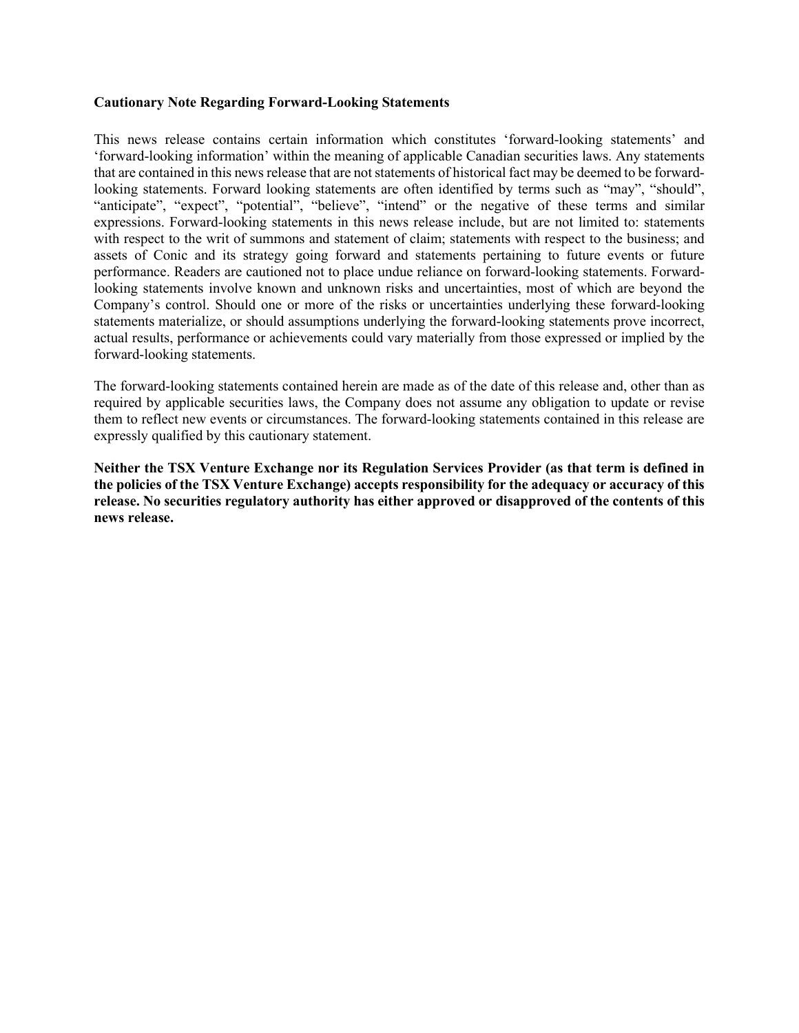**Cautionary Note Regarding Forward-Looking Statements**

This news release contains certain information which constitutes 'forward-looking statements' and 'forward-looking information' within the meaning of applicable Canadian securities laws. Any statements that are contained in this news release that are not statements of historical fact may be deemed to be forward-looking statements. Forward looking statements are often identified by terms such as "may", "should", "anticipate", "expect", "potential", "believe", "intend" or the negative of these terms and similar expressions. Forward-looking statements in this news release include, but are not limited to: statements with respect to the writ of summons and statement of claim; statements with respect to the business; and assets of Conic and its strategy going forward and statements pertaining to future events or future performance. Readers are cautioned not to place undue reliance on forward-looking statements. Forward-looking statements involve known and unknown risks and uncertainties, most of which are beyond the Company's control. Should one or more of the risks or uncertainties underlying these forward-looking statements materialize, or should assumptions underlying the forward-looking statements prove incorrect, actual results, performance or achievements could vary materially from those expressed or implied by the forward-looking statements.

The forward-looking statements contained herein are made as of the date of this release and, other than as required by applicable securities laws, the Company does not assume any obligation to update or revise them to reflect new events or circumstances. The forward-looking statements contained in this release are expressly qualified by this cautionary statement.

**Neither the TSX Venture Exchange nor its Regulation Services Provider (as that term is defined in the policies of the TSX Venture Exchange) accepts responsibility for the adequacy or accuracy of this release. No securities regulatory authority has either approved or disapproved of the contents of this news release.**